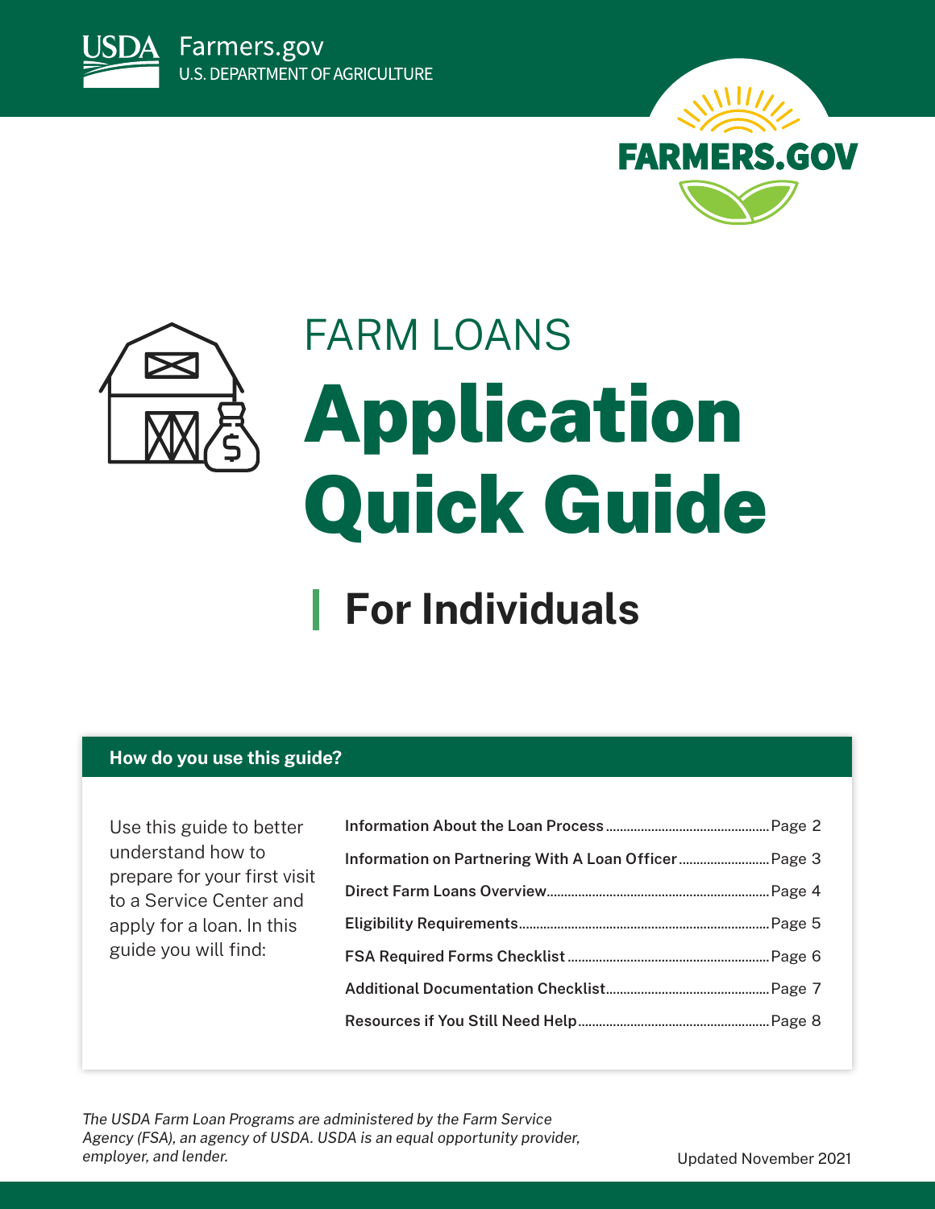USDA Farmers.gov
U.S. DEPARTMENT OF AGRICULTURE

FARMERS.GOV

FARM LOANS

# Application Quick Guide

## For Individuals

### How do you use this guide?

Use this guide to better understand how to prepare for your first visit to a Service Center and apply for a loan. In this guide you will find:

- **Information About the Loan Process** .......... Page 2
- **Information on Partnering With A Loan Officer** .......... Page 3
- **Direct Farm Loans Overview** .......... Page 4
- **Eligibility Requirements** .......... Page 5
- **FSA Required Forms Checklist** .......... Page 6
- **Additional Documentation Checklist** .......... Page 7
- **Resources if You Still Need Help** .......... Page 8

*The USDA Farm Loan Programs are administered by the Farm Service Agency (FSA), an agency of USDA. USDA is an equal opportunity provider, employer, and lender.*

Updated November 2021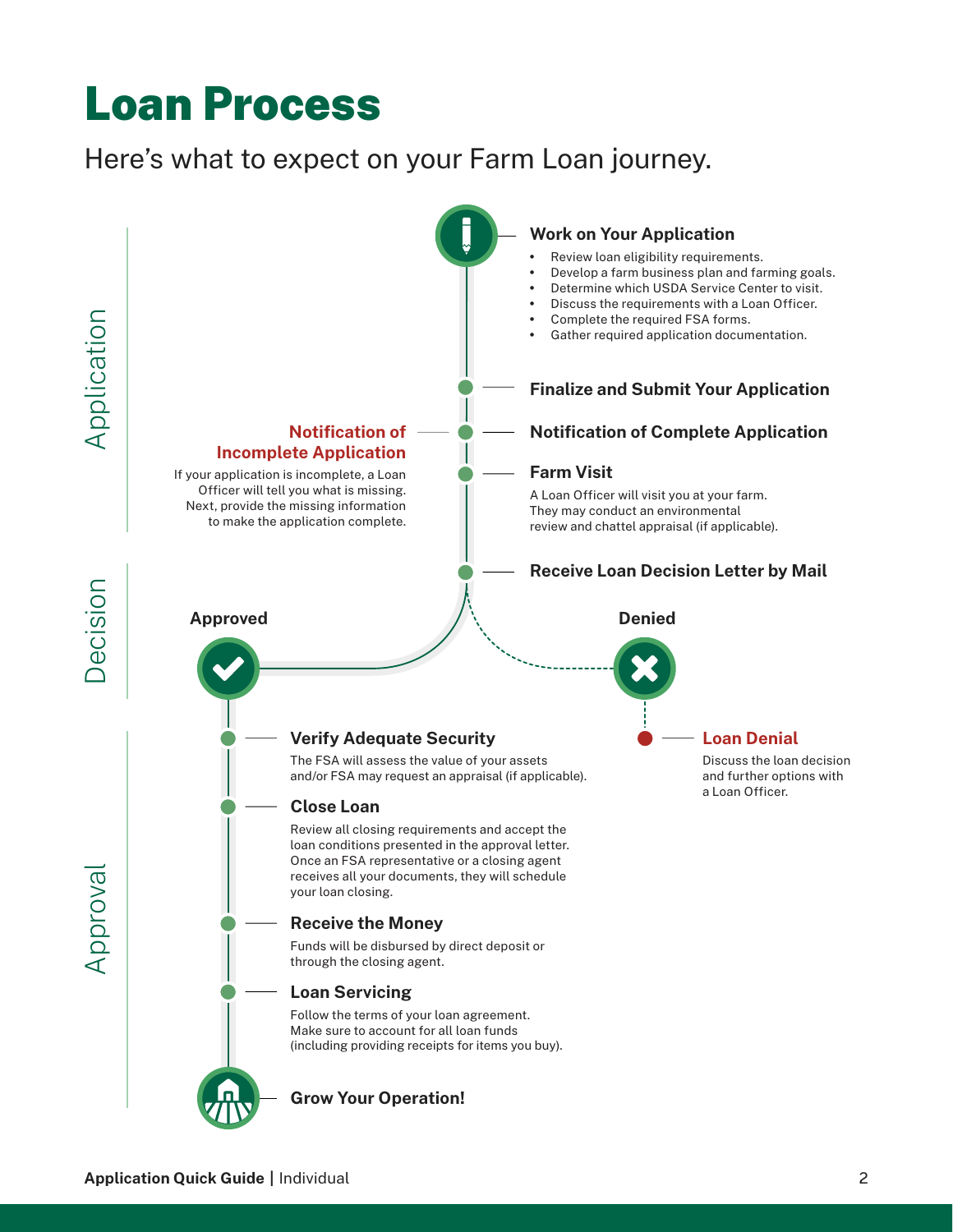# Loan Process

Here's what to expect on your Farm Loan journey.

## Application

### Work on Your Application

- Review loan eligibility requirements.
- Develop a farm business plan and farming goals.
- Determine which USDA Service Center to visit.
- Discuss the requirements with a Loan Officer.
- Complete the required FSA forms.
- Gather required application documentation.

### Finalize and Submit Your Application

### Notification of Complete Application

### Notification of Incomplete Application

If your application is incomplete, a Loan Officer will tell you what is missing. Next, provide the missing information to make the application complete.

### Farm Visit

A Loan Officer will visit you at your farm. They may conduct an environmental review and chattel appraisal (if applicable).

### Receive Loan Decision Letter by Mail

## Decision

### Approved

### Denied

### Loan Denial

Discuss the loan decision and further options with a Loan Officer.

## Approval

### Verify Adequate Security

The FSA will assess the value of your assets and/or FSA may request an appraisal (if applicable).

### Close Loan

Review all closing requirements and accept the loan conditions presented in the approval letter. Once an FSA representative or a closing agent receives all your documents, they will schedule your loan closing.

### Receive the Money

Funds will be disbursed by direct deposit or through the closing agent.

### Loan Servicing

Follow the terms of your loan agreement. Make sure to account for all loan funds (including providing receipts for items you buy).

### Grow Your Operation!

**Application Quick Guide** | Individual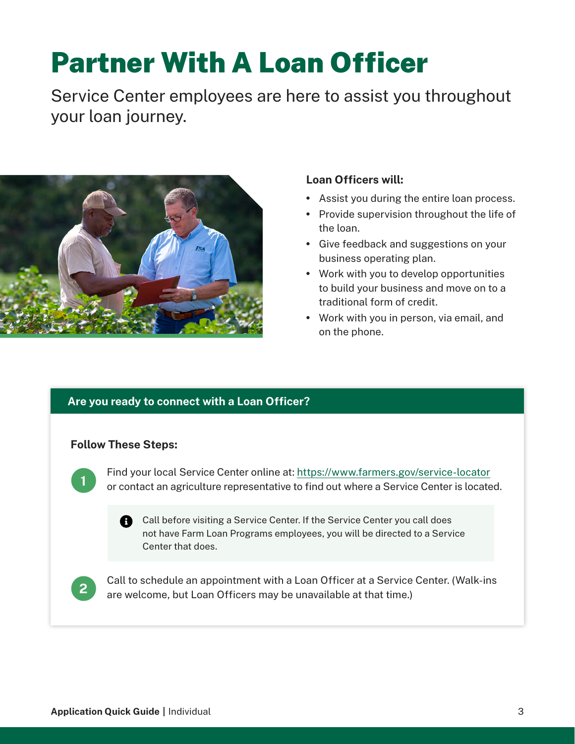# Partner With A Loan Officer

Service Center employees are here to assist you throughout your loan journey.

**Loan Officers will:**

- Assist you during the entire loan process.
- Provide supervision throughout the life of the loan.
- Give feedback and suggestions on your business operating plan.
- Work with you to develop opportunities to build your business and move on to a traditional form of credit.
- Work with you in person, via email, and on the phone.

## Are you ready to connect with a Loan Officer?

**Follow These Steps:**

1. Find your local Service Center online at: https://www.farmers.gov/service-locator or contact an agriculture representative to find out where a Service Center is located.

   > Call before visiting a Service Center. If the Service Center you call does not have Farm Loan Programs employees, you will be directed to a Service Center that does.

2. Call to schedule an appointment with a Loan Officer at a Service Center. (Walk-ins are welcome, but Loan Officers may be unavailable at that time.)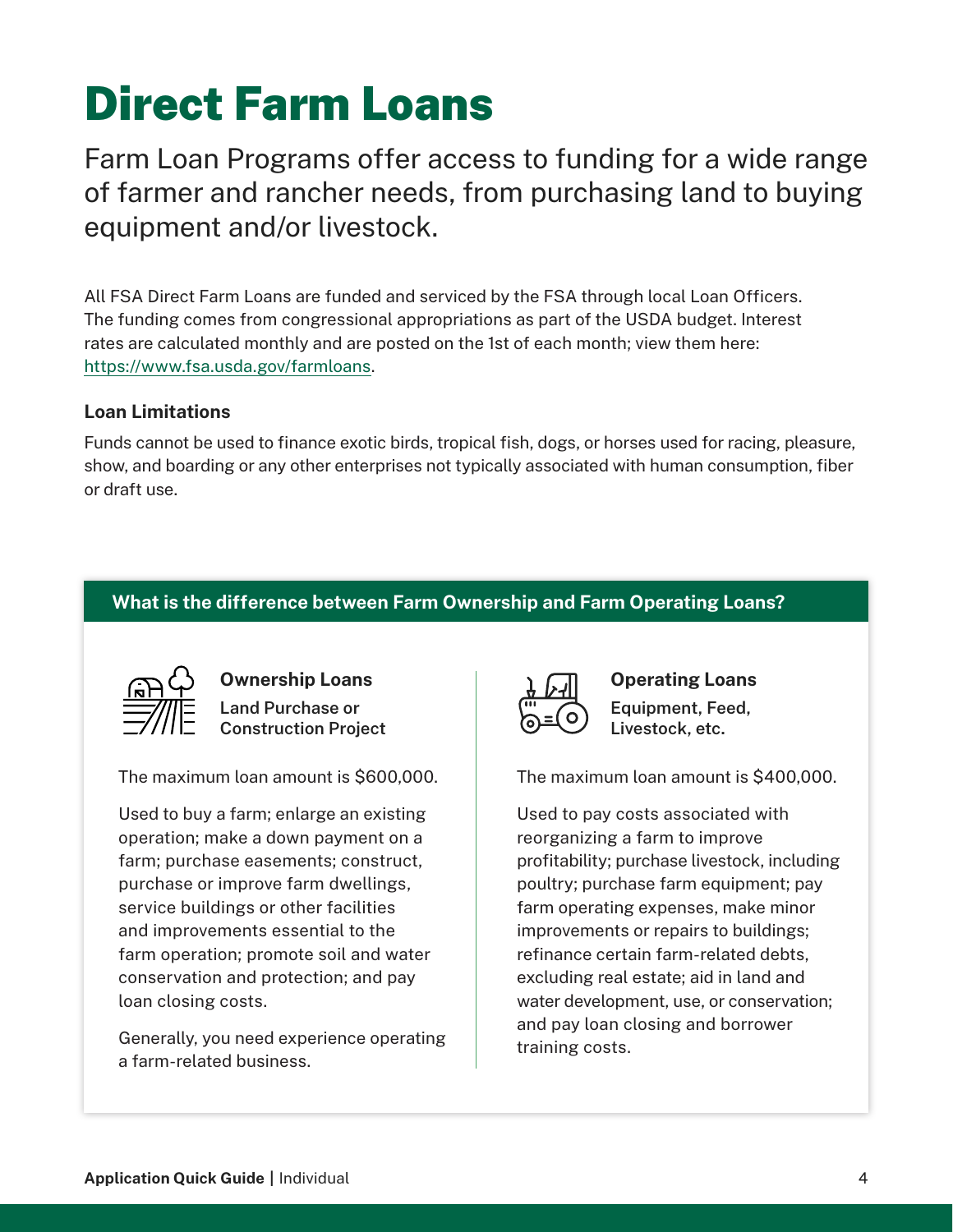# Direct Farm Loans

Farm Loan Programs offer access to funding for a wide range of farmer and rancher needs, from purchasing land to buying equipment and/or livestock.

All FSA Direct Farm Loans are funded and serviced by the FSA through local Loan Officers. The funding comes from congressional appropriations as part of the USDA budget. Interest rates are calculated monthly and are posted on the 1st of each month; view them here: https://www.fsa.usda.gov/farmloans.

### Loan Limitations

Funds cannot be used to finance exotic birds, tropical fish, dogs, or horses used for racing, pleasure, show, and boarding or any other enterprises not typically associated with human consumption, fiber or draft use.

## What is the difference between Farm Ownership and Farm Operating Loans?

### Ownership Loans

**Land Purchase or Construction Project**

The maximum loan amount is $600,000.

Used to buy a farm; enlarge an existing operation; make a down payment on a farm; purchase easements; construct, purchase or improve farm dwellings, service buildings or other facilities and improvements essential to the farm operation; promote soil and water conservation and protection; and pay loan closing costs.

Generally, you need experience operating a farm-related business.

### Operating Loans

**Equipment, Feed, Livestock, etc.**

The maximum loan amount is $400,000.

Used to pay costs associated with reorganizing a farm to improve profitability; purchase livestock, including poultry; purchase farm equipment; pay farm operating expenses, make minor improvements or repairs to buildings; refinance certain farm-related debts, excluding real estate; aid in land and water development, use, or conservation; and pay loan closing and borrower training costs.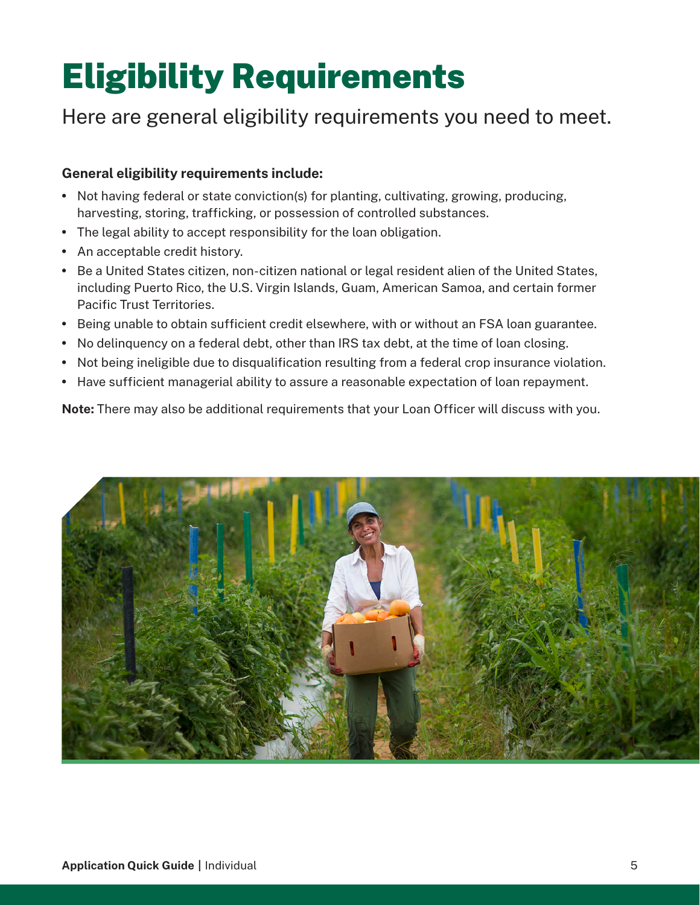# Eligibility Requirements

Here are general eligibility requirements you need to meet.

**General eligibility requirements include:**

- Not having federal or state conviction(s) for planting, cultivating, growing, producing, harvesting, storing, trafficking, or possession of controlled substances.
- The legal ability to accept responsibility for the loan obligation.
- An acceptable credit history.
- Be a United States citizen, non-citizen national or legal resident alien of the United States, including Puerto Rico, the U.S. Virgin Islands, Guam, American Samoa, and certain former Pacific Trust Territories.
- Being unable to obtain sufficient credit elsewhere, with or without an FSA loan guarantee.
- No delinquency on a federal debt, other than IRS tax debt, at the time of loan closing.
- Not being ineligible due to disqualification resulting from a federal crop insurance violation.
- Have sufficient managerial ability to assure a reasonable expectation of loan repayment.

**Note:** There may also be additional requirements that your Loan Officer will discuss with you.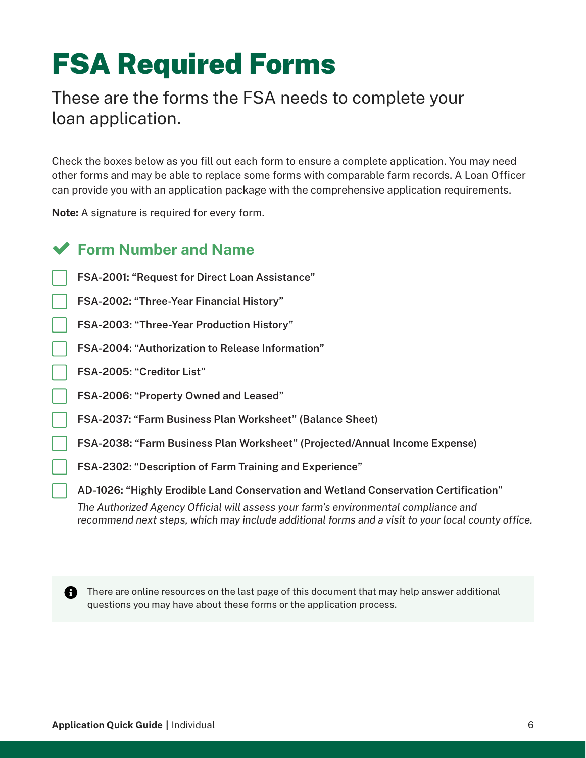# FSA Required Forms

These are the forms the FSA needs to complete your loan application.

Check the boxes below as you fill out each form to ensure a complete application. You may need other forms and may be able to replace some forms with comparable farm records. A Loan Officer can provide you with an application package with the comprehensive application requirements.

**Note:** A signature is required for every form.

## ✔ Form Number and Name

- [ ] **FSA-2001: "Request for Direct Loan Assistance"**
- [ ] **FSA-2002: "Three-Year Financial History"**
- [ ] **FSA-2003: "Three-Year Production History"**
- [ ] **FSA-2004: "Authorization to Release Information"**
- [ ] **FSA-2005: "Creditor List"**
- [ ] **FSA-2006: "Property Owned and Leased"**
- [ ] **FSA-2037: "Farm Business Plan Worksheet" (Balance Sheet)**
- [ ] **FSA-2038: "Farm Business Plan Worksheet" (Projected/Annual Income Expense)**
- [ ] **FSA-2302: "Description of Farm Training and Experience"**
- [ ] **AD-1026: "Highly Erodible Land Conservation and Wetland Conservation Certification"**
  *The Authorized Agency Official will assess your farm's environmental compliance and recommend next steps, which may include additional forms and a visit to your local county office.*

> There are online resources on the last page of this document that may help answer additional questions you may have about these forms or the application process.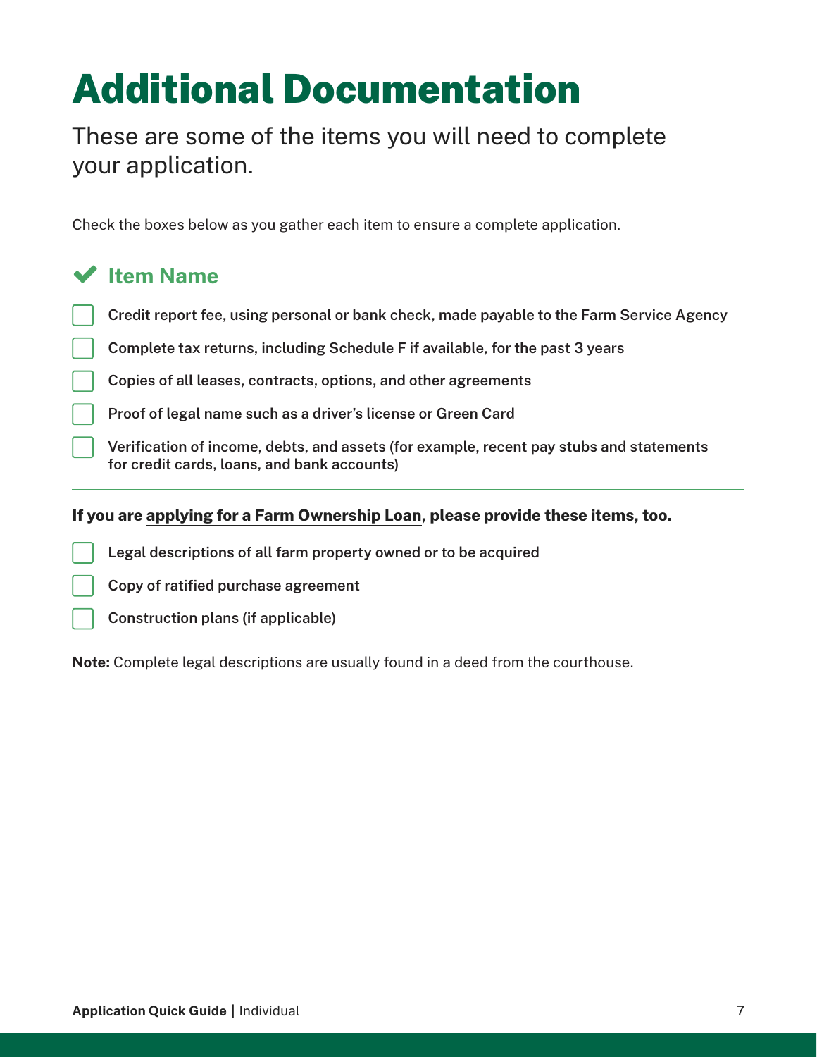# Additional Documentation

These are some of the items you will need to complete your application.

Check the boxes below as you gather each item to ensure a complete application.

### ✔ Item Name

- [ ] Credit report fee, using personal or bank check, made payable to the Farm Service Agency
- [ ] Complete tax returns, including Schedule F if available, for the past 3 years
- [ ] Copies of all leases, contracts, options, and other agreements
- [ ] Proof of legal name such as a driver's license or Green Card
- [ ] Verification of income, debts, and assets (for example, recent pay stubs and statements for credit cards, loans, and bank accounts)

---

**If you are applying for a Farm Ownership Loan, please provide these items, too.**

- [ ] Legal descriptions of all farm property owned or to be acquired
- [ ] Copy of ratified purchase agreement
- [ ] Construction plans (if applicable)

**Note:** Complete legal descriptions are usually found in a deed from the courthouse.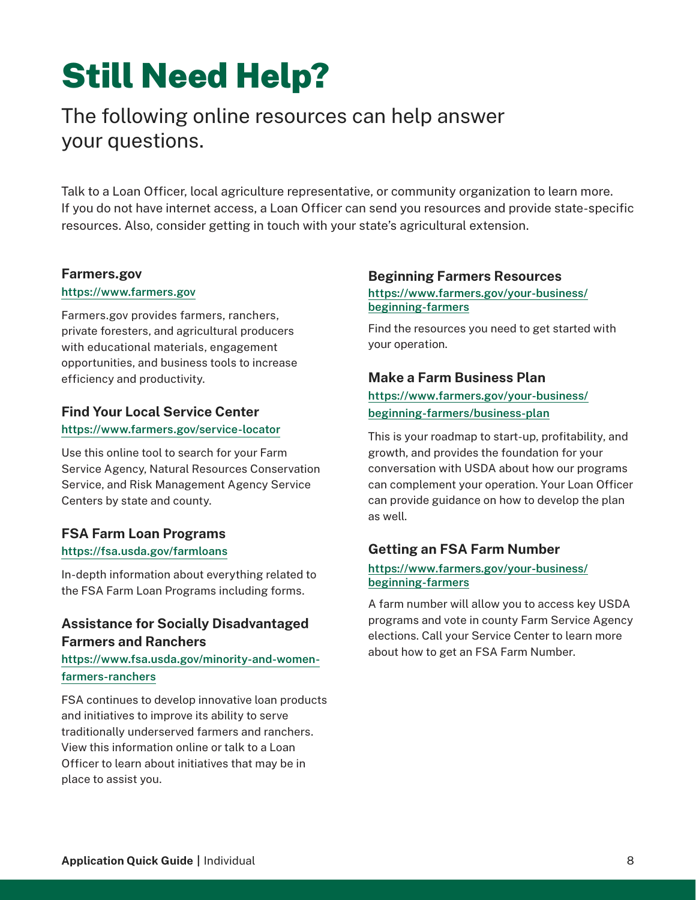# Still Need Help?

## The following online resources can help answer your questions.

Talk to a Loan Officer, local agriculture representative, or community organization to learn more. If you do not have internet access, a Loan Officer can send you resources and provide state-specific resources. Also, consider getting in touch with your state's agricultural extension.

### Farmers.gov

https://www.farmers.gov

Farmers.gov provides farmers, ranchers, private foresters, and agricultural producers with educational materials, engagement opportunities, and business tools to increase efficiency and productivity.

### Find Your Local Service Center

https://www.farmers.gov/service-locator

Use this online tool to search for your Farm Service Agency, Natural Resources Conservation Service, and Risk Management Agency Service Centers by state and county.

### FSA Farm Loan Programs

https://fsa.usda.gov/farmloans

In-depth information about everything related to the FSA Farm Loan Programs including forms.

### Assistance for Socially Disadvantaged Farmers and Ranchers

https://www.fsa.usda.gov/minority-and-women-farmers-ranchers

FSA continues to develop innovative loan products and initiatives to improve its ability to serve traditionally underserved farmers and ranchers. View this information online or talk to a Loan Officer to learn about initiatives that may be in place to assist you.

### Beginning Farmers Resources

https://www.farmers.gov/your-business/beginning-farmers

Find the resources you need to get started with your operation.

### Make a Farm Business Plan

https://www.farmers.gov/your-business/beginning-farmers/business-plan

This is your roadmap to start-up, profitability, and growth, and provides the foundation for your conversation with USDA about how our programs can complement your operation. Your Loan Officer can provide guidance on how to develop the plan as well.

### Getting an FSA Farm Number

https://www.farmers.gov/your-business/beginning-farmers

A farm number will allow you to access key USDA programs and vote in county Farm Service Agency elections. Call your Service Center to learn more about how to get an FSA Farm Number.